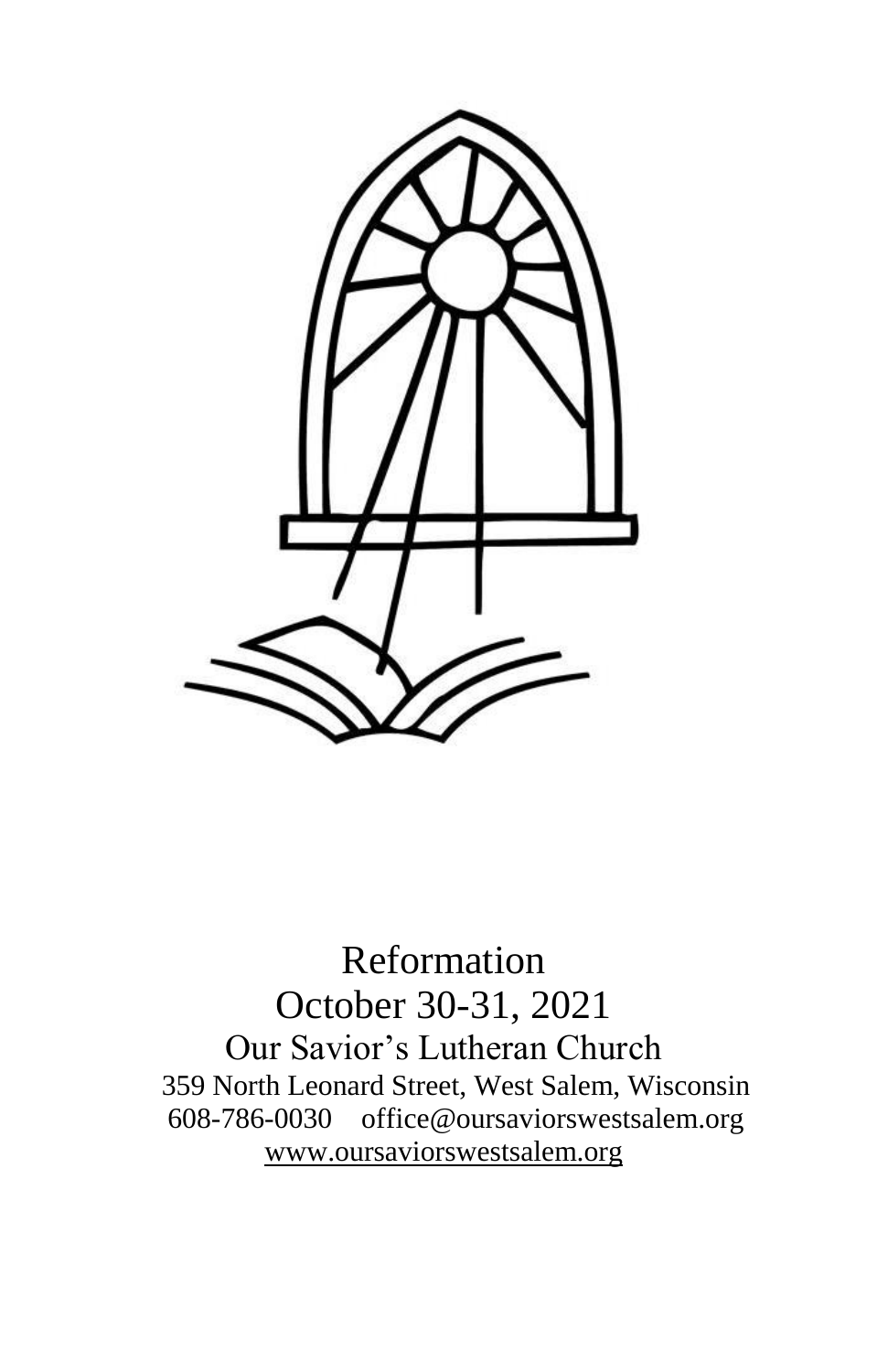# Reformation

## October 30-31, 2021

## Our Savior's Lutheran Church

359 North Leonard Street, West Salem, Wisconsin
608-786-0030 office@oursaviorswestsalem.org
www.oursaviorswestsalem.org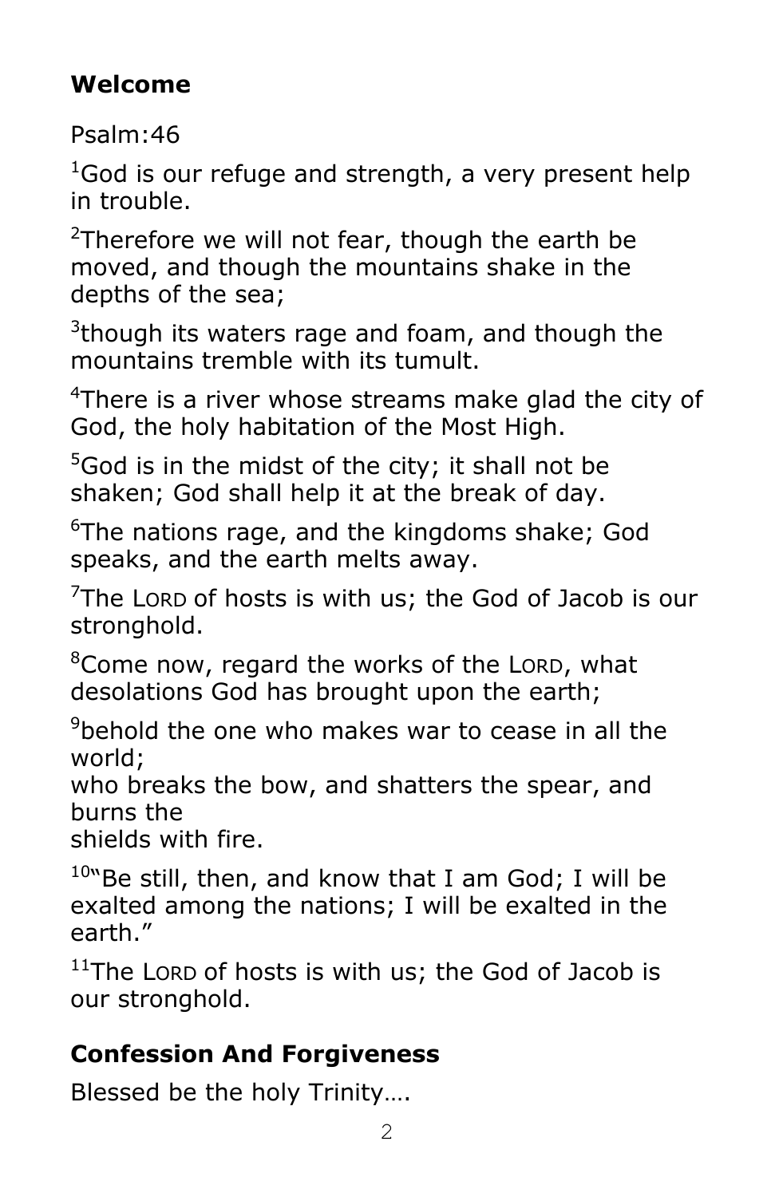**Welcome**

Psalm:46

[1]God is our refuge and strength, a very present help in trouble.

[2]Therefore we will not fear, though the earth be moved, and though the mountains shake in the depths of the sea;

[3]though its waters rage and foam, and though the mountains tremble with its tumult.

[4]There is a river whose streams make glad the city of God, the holy habitation of the Most High.

[5]God is in the midst of the city; it shall not be shaken; God shall help it at the break of day.

[6]The nations rage, and the kingdoms shake; God speaks, and the earth melts away.

[7]The LORD of hosts is with us; the God of Jacob is our stronghold.

[8]Come now, regard the works of the LORD, what desolations God has brought upon the earth;

[9]behold the one who makes war to cease in all the world;
who breaks the bow, and shatters the spear, and burns the
shields with fire.

[10]"Be still, then, and know that I am God; I will be exalted among the nations; I will be exalted in the earth."

[11]The LORD of hosts is with us; the God of Jacob is our stronghold.

**Confession And Forgiveness**

Blessed be the holy Trinity….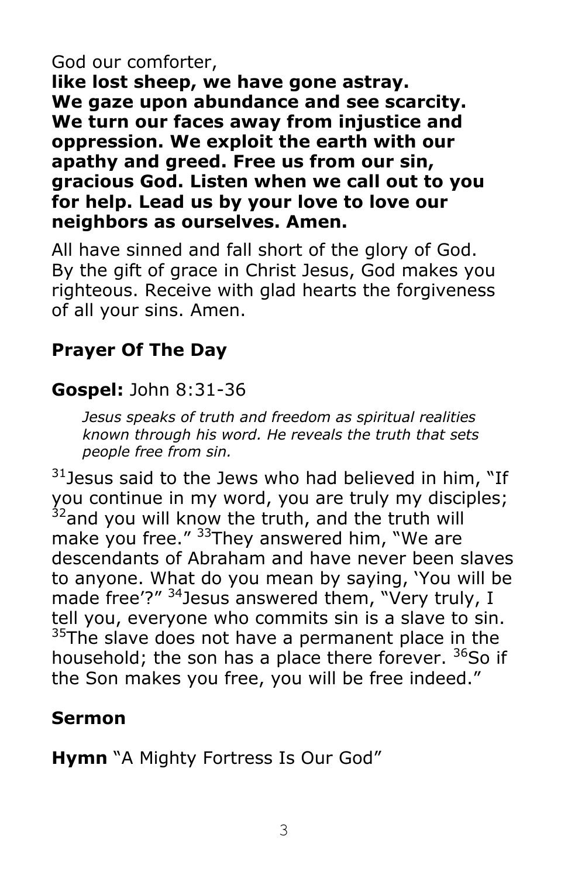God our comforter,
**like lost sheep, we have gone astray. We gaze upon abundance and see scarcity. We turn our faces away from injustice and oppression. We exploit the earth with our apathy and greed. Free us from our sin, gracious God. Listen when we call out to you for help. Lead us by your love to love our neighbors as ourselves. Amen.**

All have sinned and fall short of the glory of God. By the gift of grace in Christ Jesus, God makes you righteous. Receive with glad hearts the forgiveness of all your sins. Amen.

## Prayer Of The Day

## Gospel: John 8:31-36

*Jesus speaks of truth and freedom as spiritual realities known through his word. He reveals the truth that sets people free from sin.*

[31]Jesus said to the Jews who had believed in him, "If you continue in my word, you are truly my disciples; [32]and you will know the truth, and the truth will make you free." [33]They answered him, "We are descendants of Abraham and have never been slaves to anyone. What do you mean by saying, 'You will be made free'?" [34]Jesus answered them, "Very truly, I tell you, everyone who commits sin is a slave to sin. [35]The slave does not have a permanent place in the household; the son has a place there forever. [36]So if the Son makes you free, you will be free indeed."

## Sermon

**Hymn** "A Mighty Fortress Is Our God"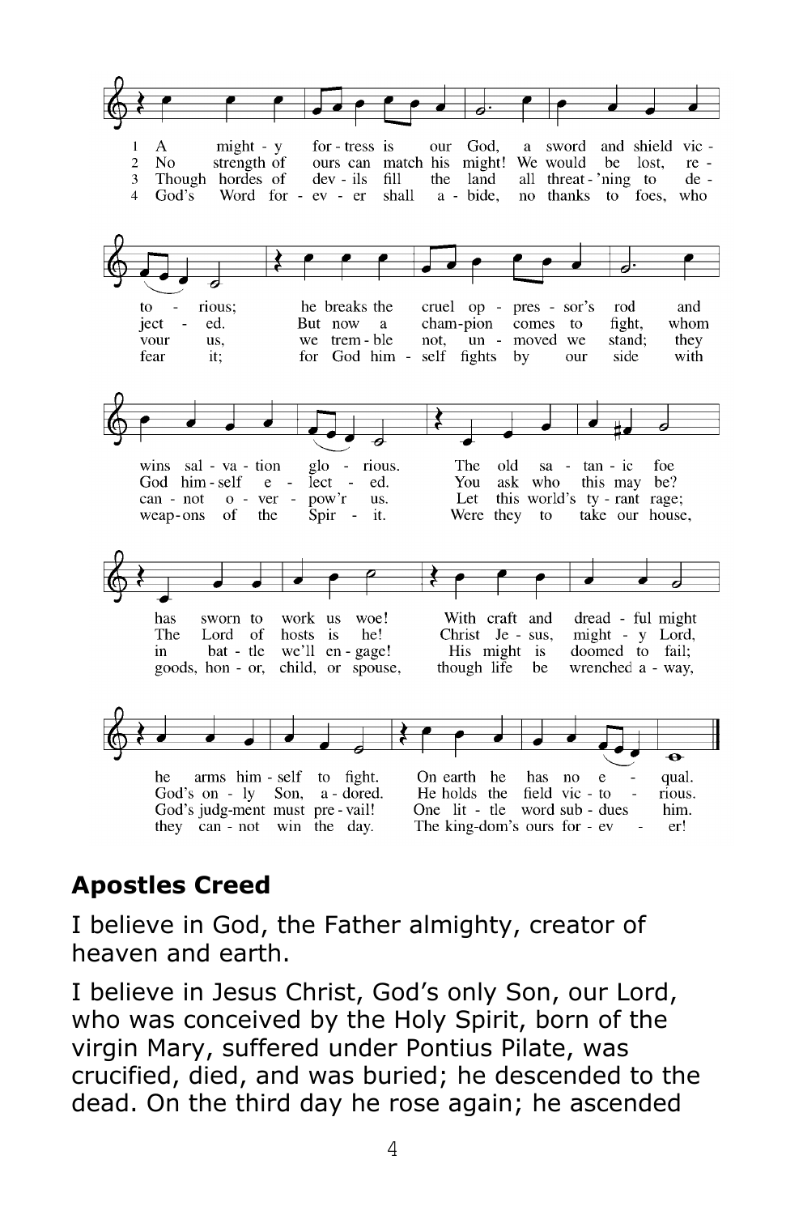1. A mighty fortress is our God, a sword and shield victorious; he breaks the cruel oppressor's rod and wins salvation glorious. The old satanic foe has sworn to work us woe! With craft and dreadful might he arms himself to fight. On earth he has no equal.

2. No strength of ours can match his might! We would be lost, rejected. But now a champion comes to fight, whom God himself elected. You ask who this may be? The Lord of hosts is he! Christ Jesus, mighty Lord, God's only Son, adored. He holds the field victorious.

3. Though hordes of devils fill the land all threat'ning to devour us, we tremble not, unmoved we stand; they cannot overpow'r us. Let this world's tyrant rage; in battle we'll engage! His might is doomed to fail; God's judgment must prevail! One little word subdues him.

4. God's Word forever shall abide, no thanks to foes, who fear it; for God himself fights by our side with weapons of the Spirit. Were they to take our house, goods, honor, child, or spouse, though life be wrenched away, they cannot win the day. The kingdom's ours forever!

## Apostles Creed

I believe in God, the Father almighty, creator of heaven and earth.

I believe in Jesus Christ, God's only Son, our Lord, who was conceived by the Holy Spirit, born of the virgin Mary, suffered under Pontius Pilate, was crucified, died, and was buried; he descended to the dead. On the third day he rose again; he ascended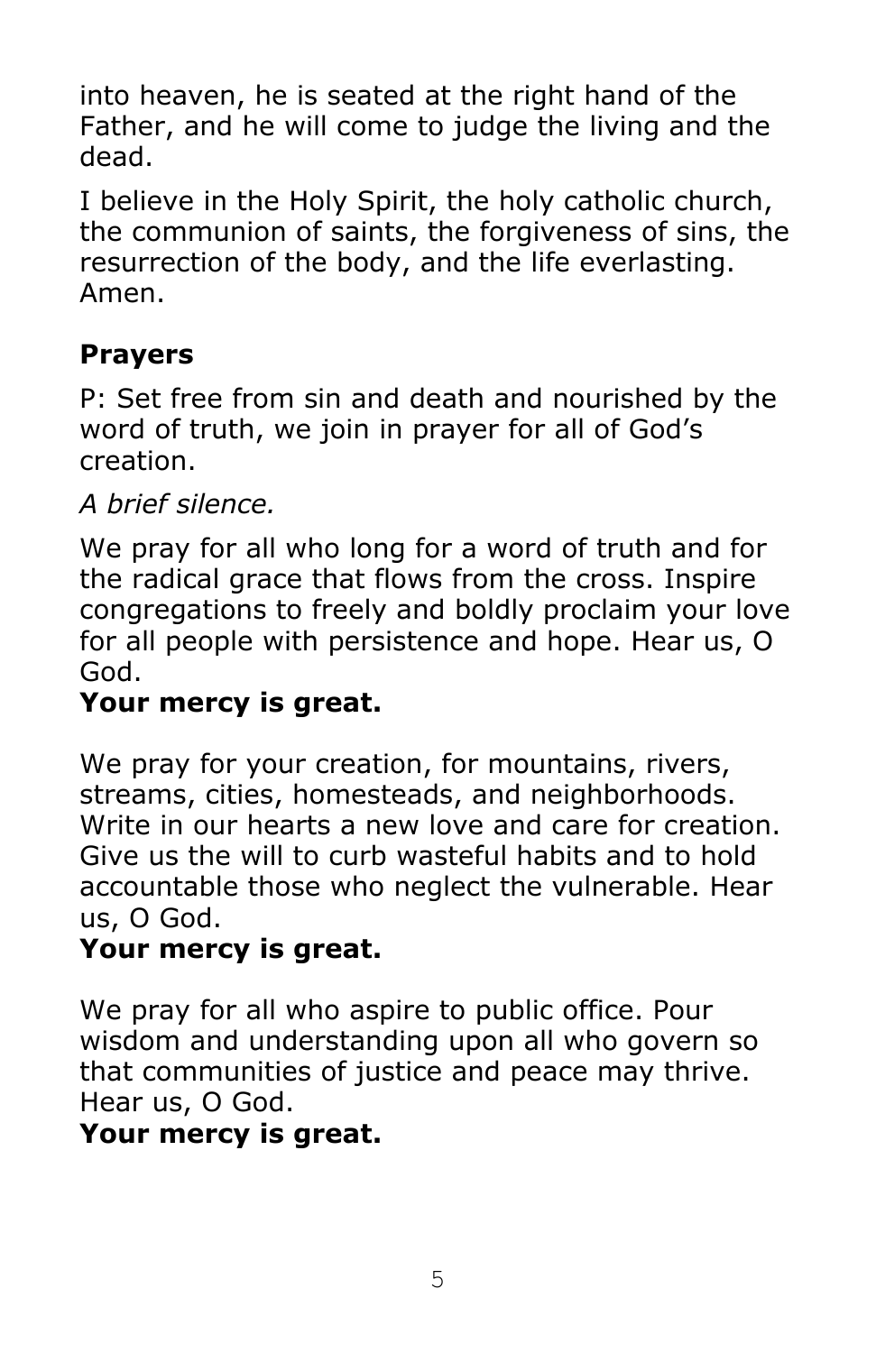into heaven, he is seated at the right hand of the Father, and he will come to judge the living and the dead.

I believe in the Holy Spirit, the holy catholic church, the communion of saints, the forgiveness of sins, the resurrection of the body, and the life everlasting. Amen.

## Prayers

P: Set free from sin and death and nourished by the word of truth, we join in prayer for all of God's creation.

*A brief silence.*

We pray for all who long for a word of truth and for the radical grace that flows from the cross. Inspire congregations to freely and boldly proclaim your love for all people with persistence and hope. Hear us, O God.
**Your mercy is great.**

We pray for your creation, for mountains, rivers, streams, cities, homesteads, and neighborhoods. Write in our hearts a new love and care for creation. Give us the will to curb wasteful habits and to hold accountable those who neglect the vulnerable. Hear us, O God.
**Your mercy is great.**

We pray for all who aspire to public office. Pour wisdom and understanding upon all who govern so that communities of justice and peace may thrive. Hear us, O God.
**Your mercy is great.**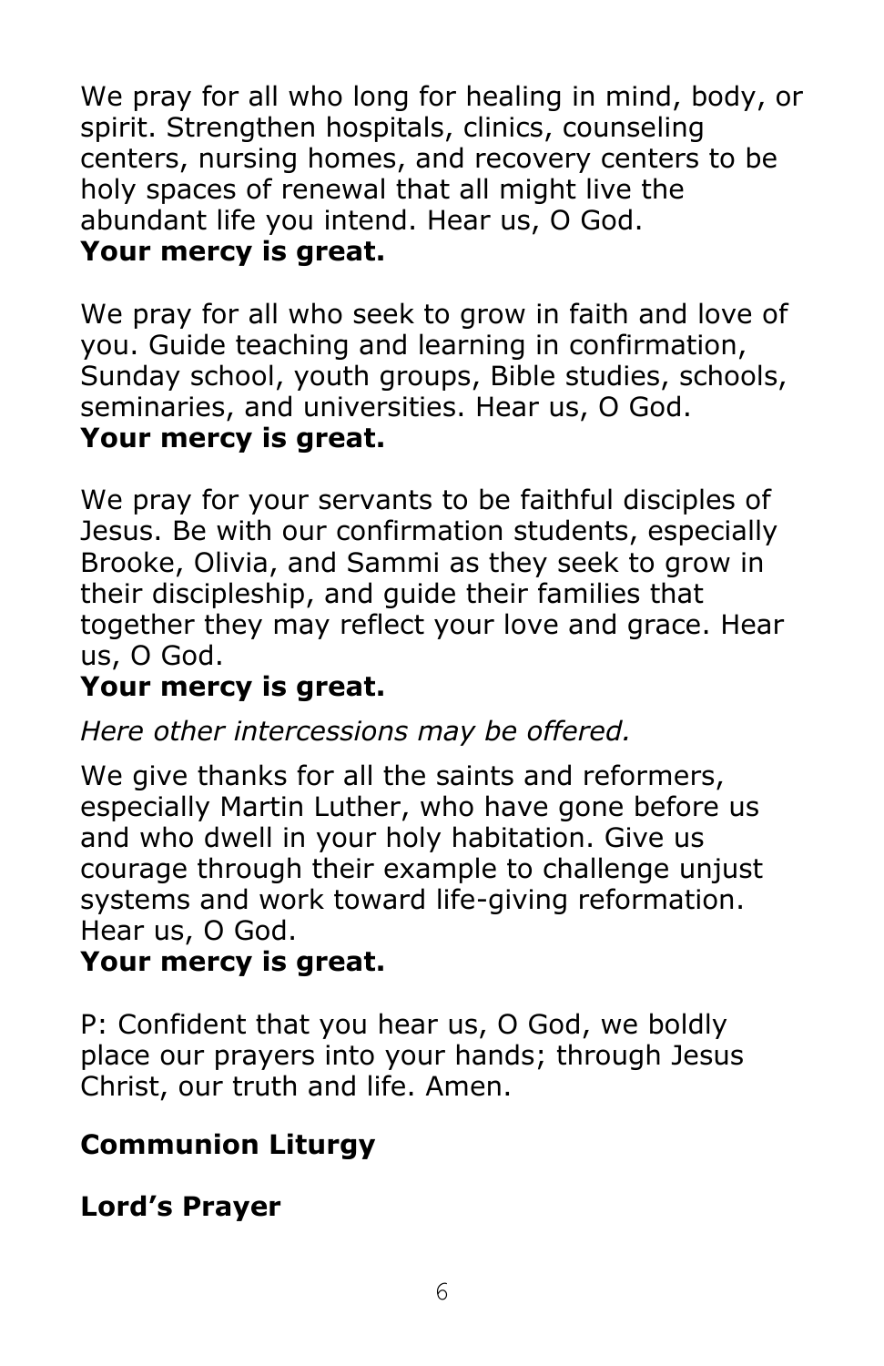We pray for all who long for healing in mind, body, or spirit. Strengthen hospitals, clinics, counseling centers, nursing homes, and recovery centers to be holy spaces of renewal that all might live the abundant life you intend. Hear us, O God.
**Your mercy is great.**

We pray for all who seek to grow in faith and love of you. Guide teaching and learning in confirmation, Sunday school, youth groups, Bible studies, schools, seminaries, and universities. Hear us, O God.
**Your mercy is great.**

We pray for your servants to be faithful disciples of Jesus. Be with our confirmation students, especially Brooke, Olivia, and Sammi as they seek to grow in their discipleship, and guide their families that together they may reflect your love and grace. Hear us, O God.
**Your mercy is great.**

*Here other intercessions may be offered.*

We give thanks for all the saints and reformers, especially Martin Luther, who have gone before us and who dwell in your holy habitation. Give us courage through their example to challenge unjust systems and work toward life-giving reformation. Hear us, O God.
**Your mercy is great.**

P: Confident that you hear us, O God, we boldly place our prayers into your hands; through Jesus Christ, our truth and life. Amen.

**Communion Liturgy**

**Lord's Prayer**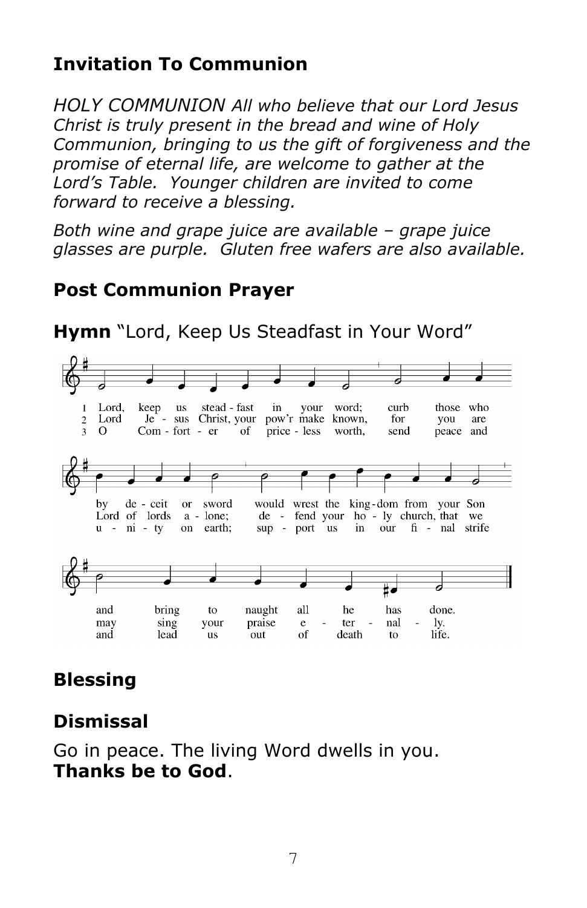## Invitation To Communion

*HOLY COMMUNION All who believe that our Lord Jesus Christ is truly present in the bread and wine of Holy Communion, bringing to us the gift of forgiveness and the promise of eternal life, are welcome to gather at the Lord's Table. Younger children are invited to come forward to receive a blessing.*

*Both wine and grape juice are available – grape juice glasses are purple. Gluten free wafers are also available.*

## Post Communion Prayer

**Hymn** "Lord, Keep Us Steadfast in Your Word"

1 Lord, keep us steadfast in your word; curb those who by deceit or sword would wrest the kingdom from your Son and bring to naught all he has done.

2 Lord Jesus Christ, your pow'r make known, for you are Lord of lords alone; defend your holy church, that we may sing your praise eternally.

3 O Comforter of priceless worth, send peace and unity on earth; support us in our final strife and lead us out of death to life.

## Blessing

## Dismissal

Go in peace. The living Word dwells in you.
**Thanks be to God**.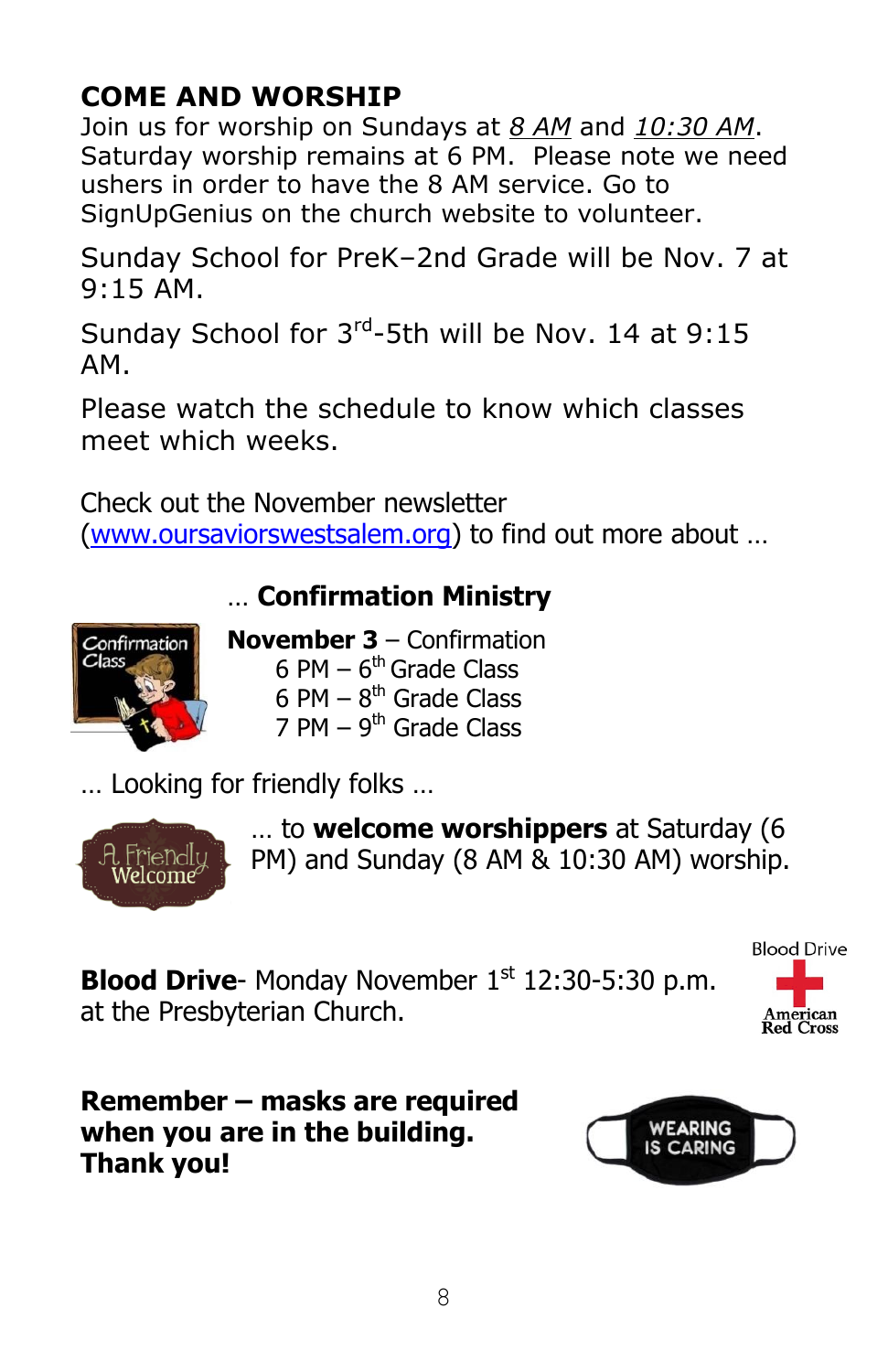## COME AND WORSHIP

Join us for worship on Sundays at *8 AM* and *10:30 AM*. Saturday worship remains at 6 PM. Please note we need ushers in order to have the 8 AM service. Go to SignUpGenius on the church website to volunteer.

Sunday School for PreK–2nd Grade will be Nov. 7 at 9:15 AM.

Sunday School for 3rd-5th will be Nov. 14 at 9:15 AM.

Please watch the schedule to know which classes meet which weeks.

Check out the November newsletter (www.oursaviorswestsalem.org) to find out more about …

… **Confirmation Ministry**

**November 3** – Confirmation
- 6 PM – 6th Grade Class
- 6 PM – 8th Grade Class
- 7 PM – 9th Grade Class

… Looking for friendly folks …

… to **welcome worshippers** at Saturday (6 PM) and Sunday (8 AM & 10:30 AM) worship.

**Blood Drive**- Monday November 1st 12:30-5:30 p.m. at the Presbyterian Church.

**Remember – masks are required when you are in the building. Thank you!**